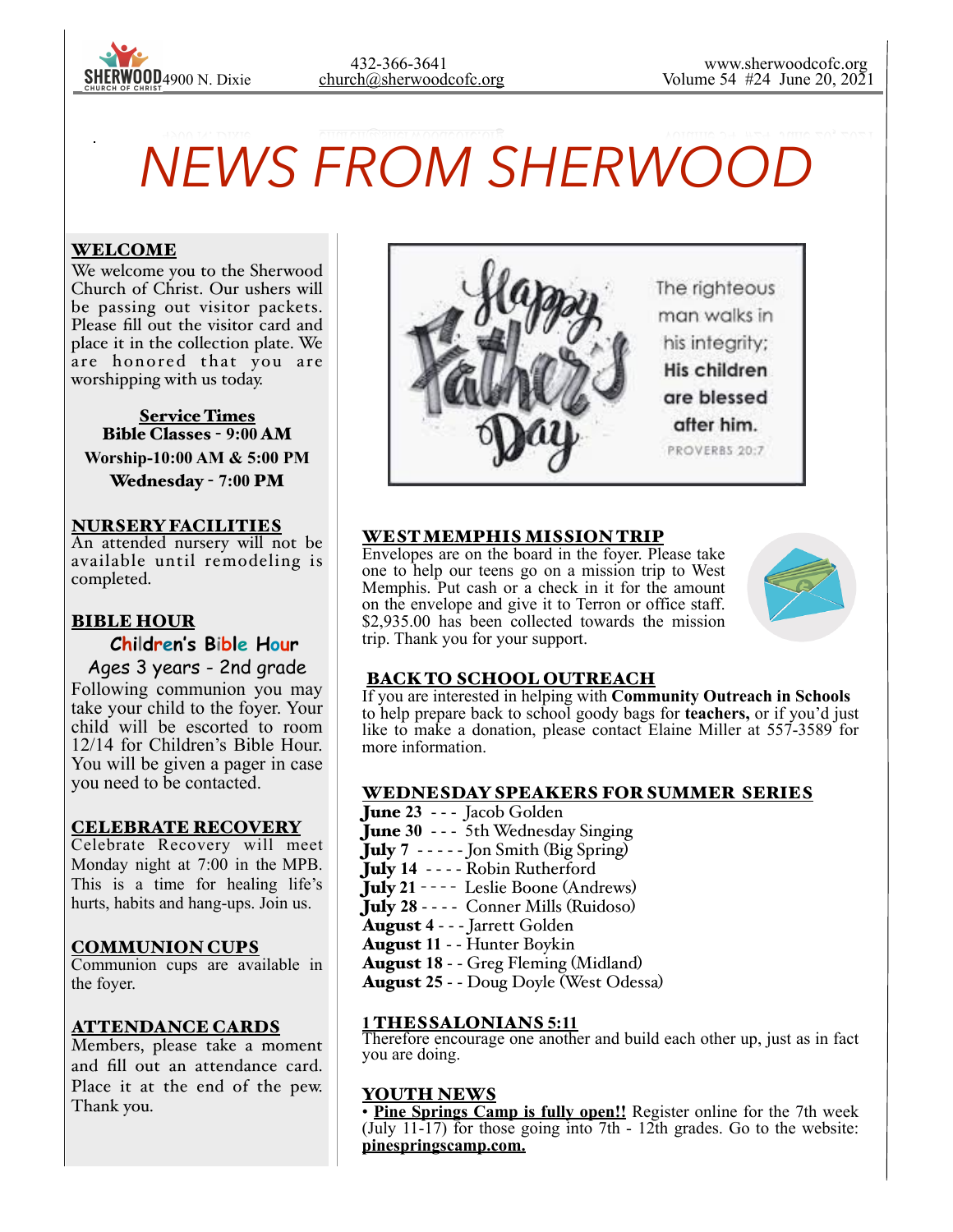SHERWOOD CHURCH OF CHRIST 4900 N. Dixie

432-366-3641
church@sherwoodcofc.org

www.sherwoodcofc.org
Volume 54 #24 June 20, 2021

# NEWS FROM SHERWOOD

## WELCOME

We welcome you to the Sherwood Church of Christ. Our ushers will be passing out visitor packets. Please fill out the visitor card and place it in the collection plate. We are honored that you are worshipping with us today.

**Service Times**
**Bible Classes - 9:00 AM**
**Worship-10:00 AM & 5:00 PM**
**Wednesday - 7:00 PM**

## NURSERY FACILITIES

An attended nursery will not be available until remodeling is completed.

## BIBLE HOUR

**Children's Bible Hour**
Ages 3 years - 2nd grade

Following communion you may take your child to the foyer. Your child will be escorted to room 12/14 for Children's Bible Hour. You will be given a pager in case you need to be contacted.

## CELEBRATE RECOVERY

Celebrate Recovery will meet Monday night at 7:00 in the MPB. This is a time for healing life's hurts, habits and hang-ups. Join us.

## COMMUNION CUPS

Communion cups are available in the foyer.

## ATTENDANCE CARDS

Members, please take a moment and fill out an attendance card. Place it at the end of the pew. Thank you.

Happy Father's Day

The righteous man walks in his integrity; **His children are blessed after him.**
PROVERBS 20:7

## WEST MEMPHIS MISSION TRIP

Envelopes are on the board in the foyer. Please take one to help our teens go on a mission trip to West Memphis. Put cash or a check in it for the amount on the envelope and give it to Terron or office staff. $2,935.00 has been collected towards the mission trip. Thank you for your support.

## BACK TO SCHOOL OUTREACH

If you are interested in helping with **Community Outreach in Schools** to help prepare back to school goody bags for **teachers,** or if you'd just like to make a donation, please contact Elaine Miller at 557-3589 for more information.

## WEDNESDAY SPEAKERS FOR SUMMER SERIES

**June 23** - - - Jacob Golden
**June 30** - - - 5th Wednesday Singing
**July 7** - - - - - Jon Smith (Big Spring)
**July 14** - - - - Robin Rutherford
**July 21** - - - - Leslie Boone (Andrews)
**July 28** - - - - Conner Mills (Ruidoso)
**August 4** - - - Jarrett Golden
**August 11** - - Hunter Boykin
**August 18** - - Greg Fleming (Midland)
**August 25** - - Doug Doyle (West Odessa)

## 1 THESSALONIANS 5:11

Therefore encourage one another and build each other up, just as in fact you are doing.

## YOUTH NEWS

- **Pine Springs Camp is fully open!!** Register online for the 7th week (July 11-17) for those going into 7th - 12th grades. Go to the website: **pinespringscamp.com.**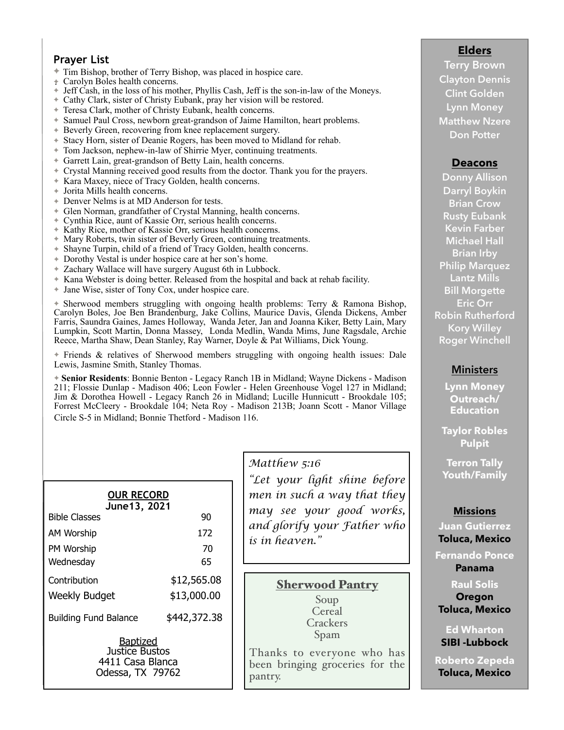## Prayer List

- Tim Bishop, brother of Terry Bishop, was placed in hospice care.
- Carolyn Boles health concerns.
- Jeff Cash, in the loss of his mother, Phyllis Cash, Jeff is the son-in-law of the Moneys.
- Cathy Clark, sister of Christy Eubank, pray her vision will be restored.
- Teresa Clark, mother of Christy Eubank, health concerns.
- Samuel Paul Cross, newborn great-grandson of Jaime Hamilton, heart problems.
- Beverly Green, recovering from knee replacement surgery.
- Stacy Horn, sister of Deanie Rogers, has been moved to Midland for rehab.
- Tom Jackson, nephew-in-law of Shirrie Myer, continuing treatments.
- Garrett Lain, great-grandson of Betty Lain, health concerns.
- Crystal Manning received good results from the doctor. Thank you for the prayers.
- Kara Maxey, niece of Tracy Golden, health concerns.
- Jorita Mills health concerns.
- Denver Nelms is at MD Anderson for tests.
- Glen Norman, grandfather of Crystal Manning, health concerns.
- Cynthia Rice, aunt of Kassie Orr, serious health concerns.
- Kathy Rice, mother of Kassie Orr, serious health concerns.
- Mary Roberts, twin sister of Beverly Green, continuing treatments.
- Shayne Turpin, child of a friend of Tracy Golden, health concerns.
- Dorothy Vestal is under hospice care at her son's home.
- Zachary Wallace will have surgery August 6th in Lubbock.
- Kana Webster is doing better. Released from the hospital and back at rehab facility.
- Jane Wise, sister of Tony Cox, under hospice care.

✦ Sherwood members struggling with ongoing health problems: Terry & Ramona Bishop, Carolyn Boles, Joe Ben Brandenburg, Jake Collins, Maurice Davis, Glenda Dickens, Amber Farris, Saundra Gaines, James Holloway, Wanda Jeter, Jan and Joanna Kiker, Betty Lain, Mary Lumpkin, Scott Martin, Donna Massey, Londa Medlin, Wanda Mims, June Ragsdale, Archie Reece, Martha Shaw, Dean Stanley, Ray Warner, Doyle & Pat Williams, Dick Young.

✦ Friends & relatives of Sherwood members struggling with ongoing health issues: Dale Lewis, Jasmine Smith, Stanley Thomas.

✦ **Senior Residents**: Bonnie Benton - Legacy Ranch 1B in Midland; Wayne Dickens - Madison 211; Flossie Dunlap - Madison 406; Leon Fowler - Helen Greenhouse Vogel 127 in Midland; Jim & Dorothea Howell - Legacy Ranch 26 in Midland; Lucille Hunnicutt - Brookdale 105; Forrest McCleery - Brookdale 104; Neta Roy - Madison 213B; Joann Scott - Manor Village Circle S-5 in Midland; Bonnie Thetford - Madison 116.

### OUR RECORD
**June13, 2021**

| | |
|---|---|
| Bible Classes | 90 |
| AM Worship | 172 |
| PM Worship | 70 |
| Wednesday | 65 |
| Contribution | $12,565.08 |
| Weekly Budget | $13,000.00 |
| Building Fund Balance | $442,372.38 |

**Baptized**
Justice Bustos
4411 Casa Blanca
Odessa, TX 79762

*Matthew 5:16*
*"Let your light shine before men in such a way that they may see your good works, and glorify your Father who is in heaven."*

### Sherwood Pantry

Soup
Cereal
Crackers
Spam

Thanks to everyone who has been bringing groceries for the pantry.

### Elders

Terry Brown
Clayton Dennis
Clint Golden
Lynn Money
Matthew Nzere
Don Potter

### Deacons

Donny Allison
Darryl Boykin
Brian Crow
Rusty Eubank
Kevin Farber
Michael Hall
Brian Irby
Philip Marquez
Lantz Mills
Bill Morgette
Eric Orr
Robin Rutherford
Kory Willey
Roger Winchell

### Ministers

Lynn Money
Outreach/Education

Taylor Robles
Pulpit

Terron Tally
Youth/Family

### Missions

Juan Gutierrez
**Toluca, Mexico**

Fernando Ponce
**Panama**

Raul Solis
**Oregon**
**Toluca, Mexico**

Ed Wharton
**SIBI -Lubbock**

Roberto Zepeda
**Toluca, Mexico**